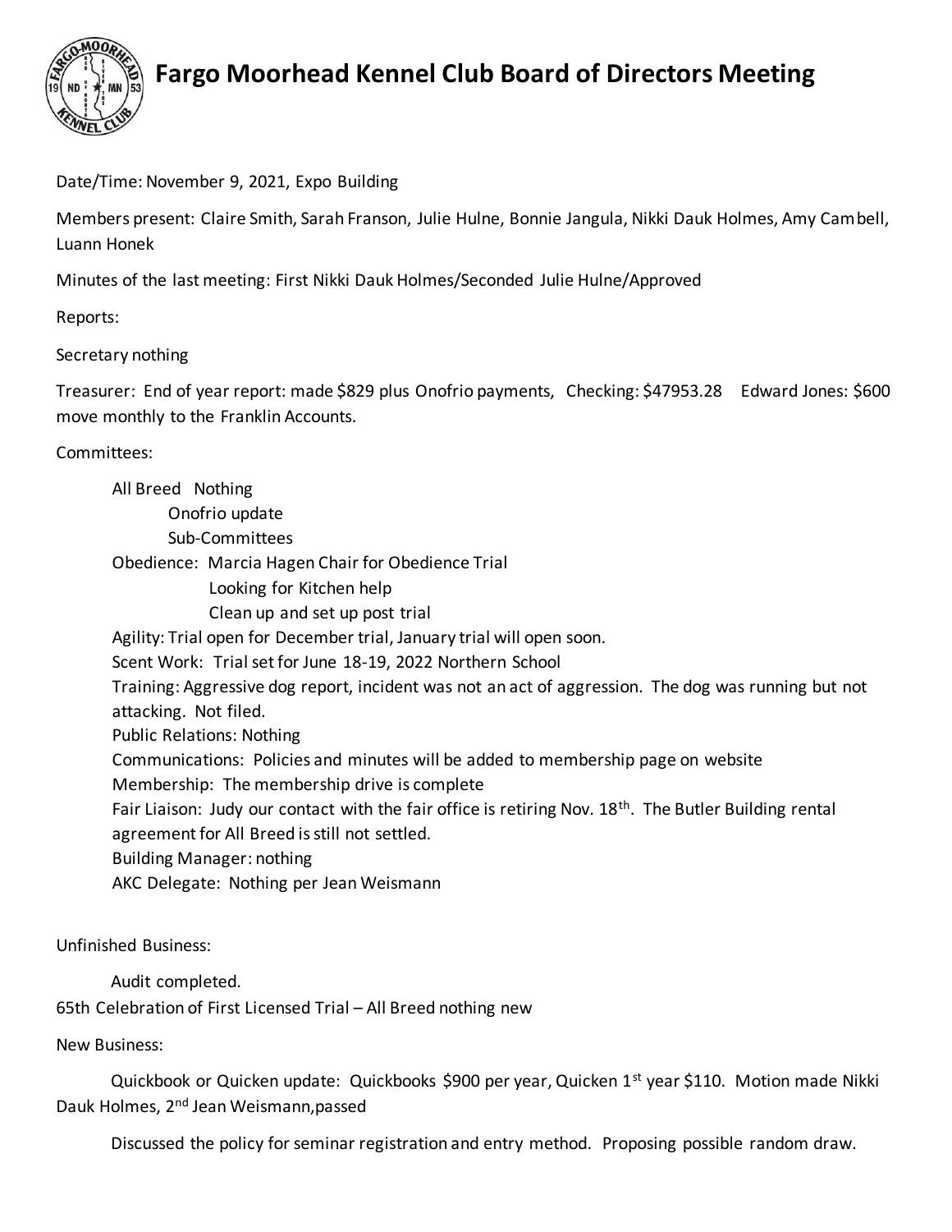# Fargo Moorhead Kennel Club Board of Directors Meeting

Date/Time: November 9, 2021, Expo Building

Members present: Claire Smith, Sarah Franson, Julie Hulne, Bonnie Jangula, Nikki Dauk Holmes, Amy Cambell, Luann Honek

Minutes of the last meeting: First Nikki Dauk Holmes/Seconded Julie Hulne/Approved

Reports:

Secretary nothing

Treasurer: End of year report: made $829 plus Onofrio payments, Checking: $47953.28 Edward Jones: $600 move monthly to the Franklin Accounts.

Committees:

- All Breed Nothing
  - Onofrio update
  - Sub-Committees
- Obedience: Marcia Hagen Chair for Obedience Trial
  - Looking for Kitchen help
  - Clean up and set up post trial
- Agility: Trial open for December trial, January trial will open soon.
- Scent Work: Trial set for June 18-19, 2022 Northern School
- Training: Aggressive dog report, incident was not an act of aggression. The dog was running but not attacking. Not filed.
- Public Relations: Nothing
- Communications: Policies and minutes will be added to membership page on website
- Membership: The membership drive is complete
- Fair Liaison: Judy our contact with the fair office is retiring Nov. 18th. The Butler Building rental agreement for All Breed is still not settled.
- Building Manager: nothing
- AKC Delegate: Nothing per Jean Weismann

Unfinished Business:

Audit completed.

65th Celebration of First Licensed Trial – All Breed nothing new

New Business:

Quickbook or Quicken update: Quickbooks $900 per year, Quicken 1st year $110. Motion made Nikki Dauk Holmes, 2nd Jean Weismann,passed

Discussed the policy for seminar registration and entry method. Proposing possible random draw.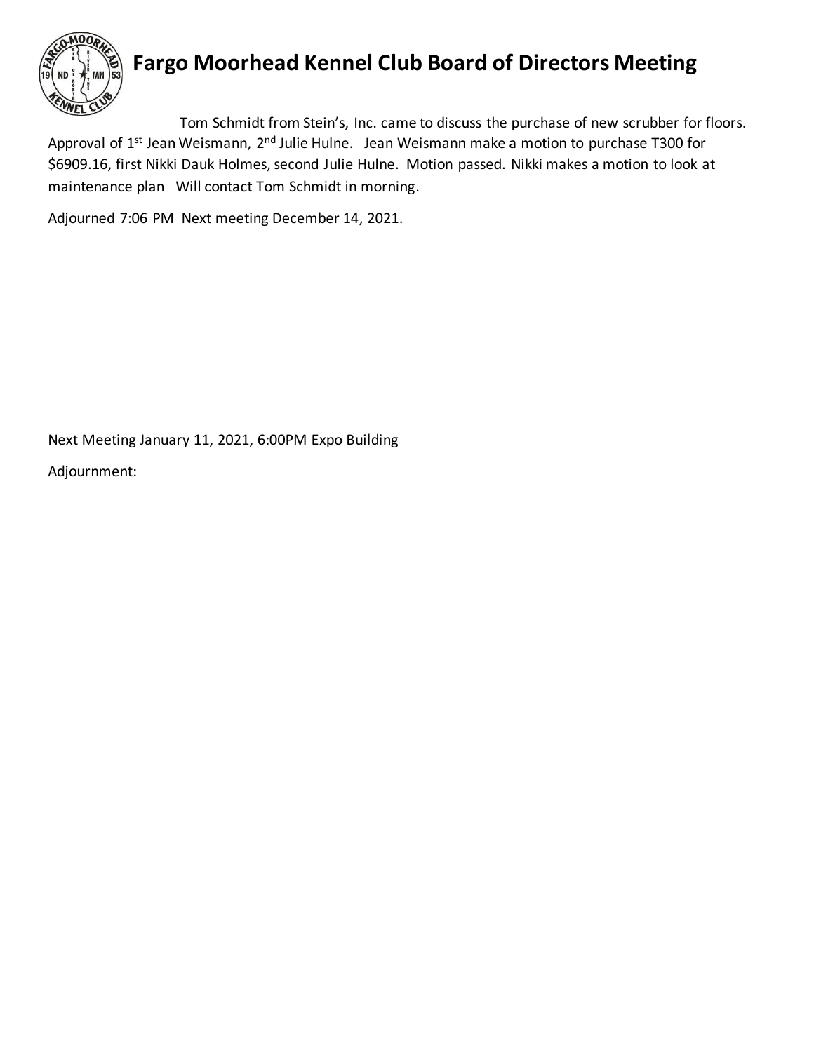# Fargo Moorhead Kennel Club Board of Directors Meeting

Tom Schmidt from Stein's, Inc. came to discuss the purchase of new scrubber for floors. Approval of 1st Jean Weismann, 2nd Julie Hulne. Jean Weismann make a motion to purchase T300 for $6909.16, first Nikki Dauk Holmes, second Julie Hulne. Motion passed. Nikki makes a motion to look at maintenance plan Will contact Tom Schmidt in morning.

Adjourned 7:06 PM Next meeting December 14, 2021.

Next Meeting January 11, 2021, 6:00PM Expo Building

Adjournment: